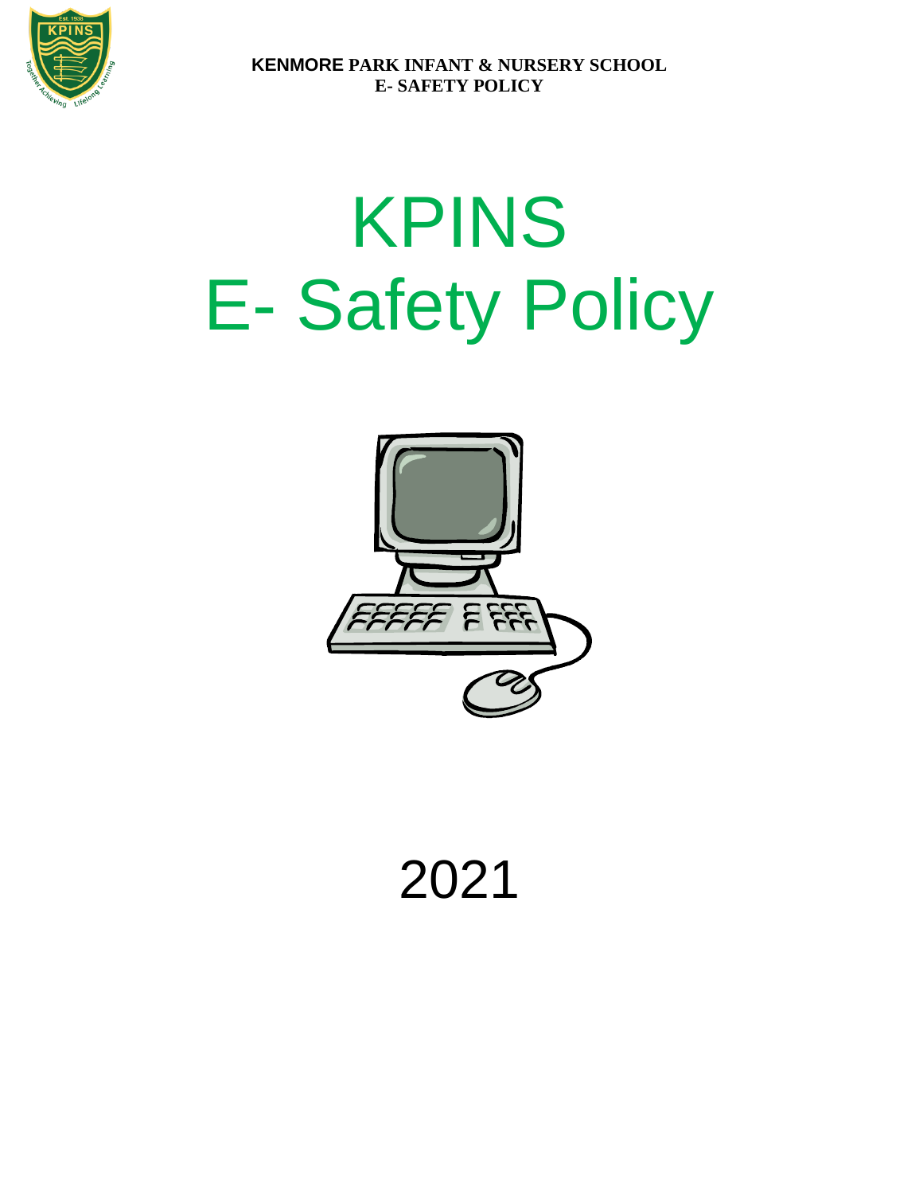**KENMORE PARK INFANT & NURSERY SCHOOL**
**E- SAFETY POLICY**

# KPINS
# E- Safety Policy

2021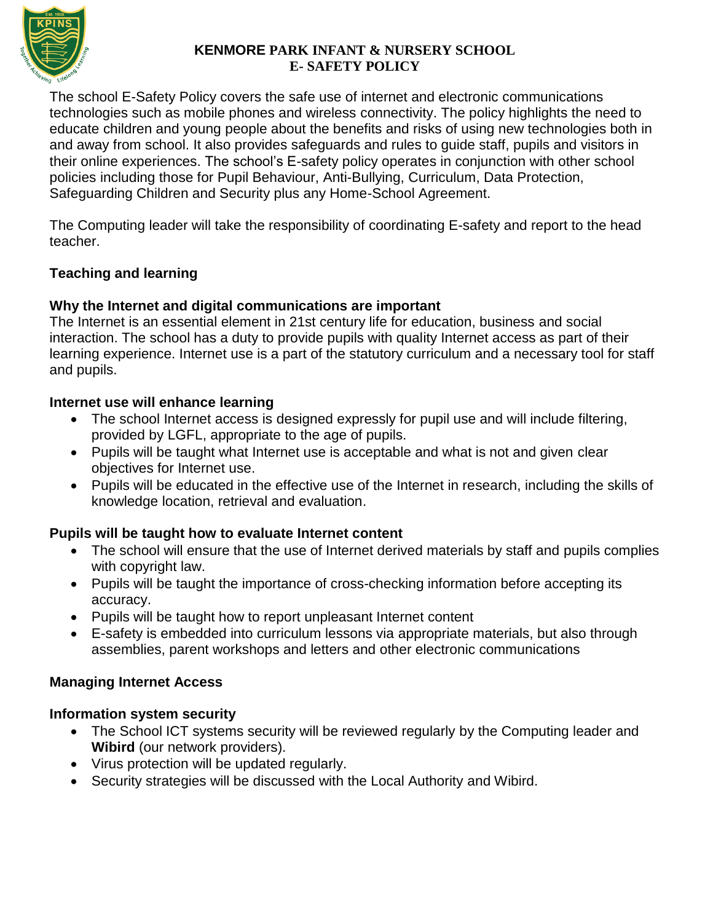**KENMORE PARK INFANT & NURSERY SCHOOL**
**E- SAFETY POLICY**

The school E-Safety Policy covers the safe use of internet and electronic communications technologies such as mobile phones and wireless connectivity. The policy highlights the need to educate children and young people about the benefits and risks of using new technologies both in and away from school. It also provides safeguards and rules to guide staff, pupils and visitors in their online experiences. The school's E-safety policy operates in conjunction with other school policies including those for Pupil Behaviour, Anti-Bullying, Curriculum, Data Protection, Safeguarding Children and Security plus any Home-School Agreement.

The Computing leader will take the responsibility of coordinating E-safety and report to the head teacher.

## Teaching and learning

### Why the Internet and digital communications are important

The Internet is an essential element in 21st century life for education, business and social interaction. The school has a duty to provide pupils with quality Internet access as part of their learning experience. Internet use is a part of the statutory curriculum and a necessary tool for staff and pupils.

### Internet use will enhance learning

- The school Internet access is designed expressly for pupil use and will include filtering, provided by LGFL, appropriate to the age of pupils.
- Pupils will be taught what Internet use is acceptable and what is not and given clear objectives for Internet use.
- Pupils will be educated in the effective use of the Internet in research, including the skills of knowledge location, retrieval and evaluation.

### Pupils will be taught how to evaluate Internet content

- The school will ensure that the use of Internet derived materials by staff and pupils complies with copyright law.
- Pupils will be taught the importance of cross-checking information before accepting its accuracy.
- Pupils will be taught how to report unpleasant Internet content
- E-safety is embedded into curriculum lessons via appropriate materials, but also through assemblies, parent workshops and letters and other electronic communications

## Managing Internet Access

### Information system security

- The School ICT systems security will be reviewed regularly by the Computing leader and **Wibird** (our network providers).
- Virus protection will be updated regularly.
- Security strategies will be discussed with the Local Authority and Wibird.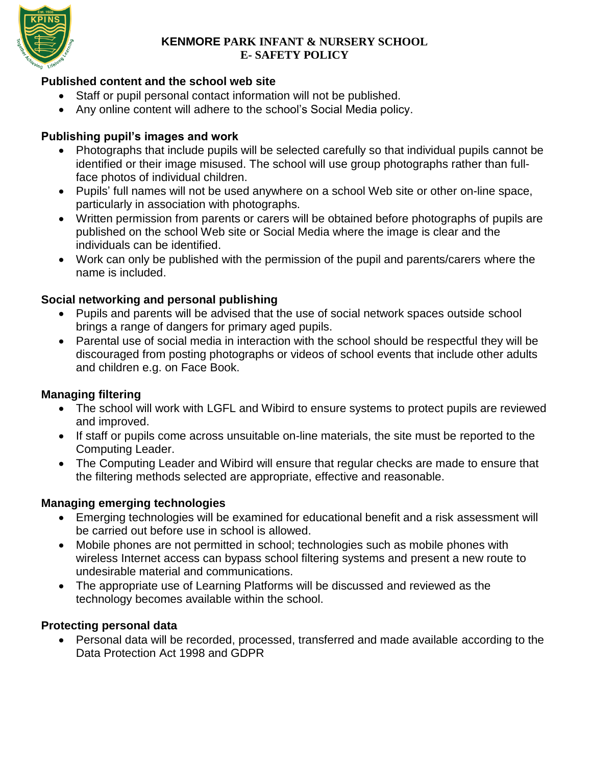### Published content and the school web site

- Staff or pupil personal contact information will not be published.
- Any online content will adhere to the school's Social Media policy.

### Publishing pupil's images and work

- Photographs that include pupils will be selected carefully so that individual pupils cannot be identified or their image misused. The school will use group photographs rather than full-face photos of individual children.
- Pupils' full names will not be used anywhere on a school Web site or other on-line space, particularly in association with photographs.
- Written permission from parents or carers will be obtained before photographs of pupils are published on the school Web site or Social Media where the image is clear and the individuals can be identified.
- Work can only be published with the permission of the pupil and parents/carers where the name is included.

### Social networking and personal publishing

- Pupils and parents will be advised that the use of social network spaces outside school brings a range of dangers for primary aged pupils.
- Parental use of social media in interaction with the school should be respectful they will be discouraged from posting photographs or videos of school events that include other adults and children e.g. on Face Book.

### Managing filtering

- The school will work with LGFL and Wibird to ensure systems to protect pupils are reviewed and improved.
- If staff or pupils come across unsuitable on-line materials, the site must be reported to the Computing Leader.
- The Computing Leader and Wibird will ensure that regular checks are made to ensure that the filtering methods selected are appropriate, effective and reasonable.

### Managing emerging technologies

- Emerging technologies will be examined for educational benefit and a risk assessment will be carried out before use in school is allowed.
- Mobile phones are not permitted in school; technologies such as mobile phones with wireless Internet access can bypass school filtering systems and present a new route to undesirable material and communications.
- The appropriate use of Learning Platforms will be discussed and reviewed as the technology becomes available within the school.

### Protecting personal data

- Personal data will be recorded, processed, transferred and made available according to the Data Protection Act 1998 and GDPR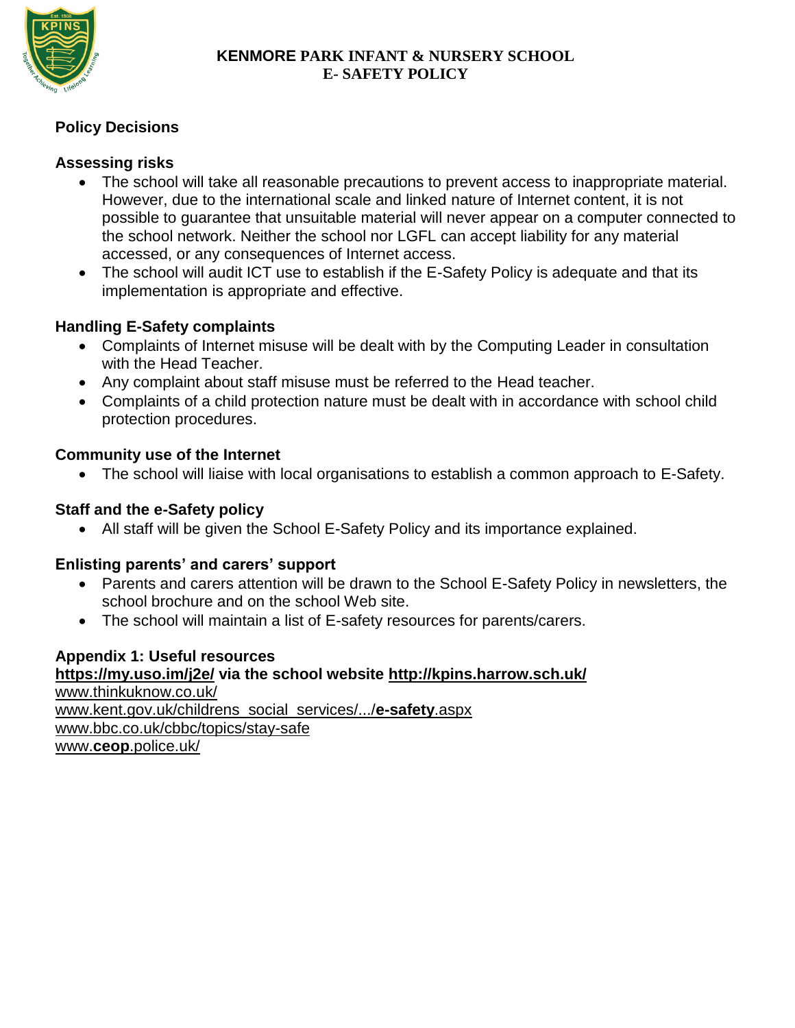**KENMORE PARK INFANT & NURSERY SCHOOL**
**E- SAFETY POLICY**

## Policy Decisions

### Assessing risks

- The school will take all reasonable precautions to prevent access to inappropriate material. However, due to the international scale and linked nature of Internet content, it is not possible to guarantee that unsuitable material will never appear on a computer connected to the school network. Neither the school nor LGFL can accept liability for any material accessed, or any consequences of Internet access.
- The school will audit ICT use to establish if the E-Safety Policy is adequate and that its implementation is appropriate and effective.

### Handling E-Safety complaints

- Complaints of Internet misuse will be dealt with by the Computing Leader in consultation with the Head Teacher.
- Any complaint about staff misuse must be referred to the Head teacher.
- Complaints of a child protection nature must be dealt with in accordance with school child protection procedures.

### Community use of the Internet

- The school will liaise with local organisations to establish a common approach to E-Safety.

### Staff and the e-Safety policy

- All staff will be given the School E-Safety Policy and its importance explained.

### Enlisting parents' and carers' support

- Parents and carers attention will be drawn to the School E-Safety Policy in newsletters, the school brochure and on the school Web site.
- The school will maintain a list of E-safety resources for parents/carers.

### Appendix 1: Useful resources

**https://my.uso.im/j2e/ via the school website http://kpins.harrow.sch.uk/**
www.thinkuknow.co.uk/
www.kent.gov.uk/childrens_social_services/.../**e-safety**.aspx
www.bbc.co.uk/cbbc/topics/stay-safe
www.**ceop**.police.uk/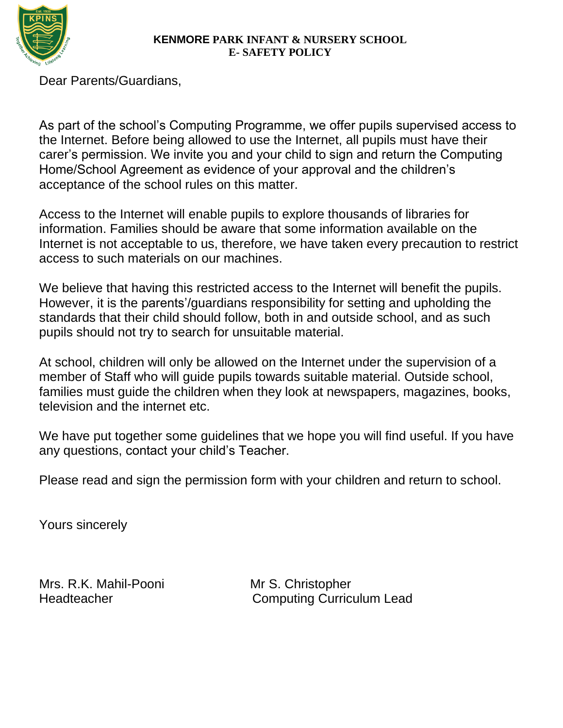**KENMORE PARK INFANT & NURSERY SCHOOL**
**E- SAFETY POLICY**

Dear Parents/Guardians,

As part of the school's Computing Programme, we offer pupils supervised access to the Internet. Before being allowed to use the Internet, all pupils must have their carer's permission. We invite you and your child to sign and return the Computing Home/School Agreement as evidence of your approval and the children's acceptance of the school rules on this matter.

Access to the Internet will enable pupils to explore thousands of libraries for information. Families should be aware that some information available on the Internet is not acceptable to us, therefore, we have taken every precaution to restrict access to such materials on our machines.

We believe that having this restricted access to the Internet will benefit the pupils. However, it is the parents'/guardians responsibility for setting and upholding the standards that their child should follow, both in and outside school, and as such pupils should not try to search for unsuitable material.

At school, children will only be allowed on the Internet under the supervision of a member of Staff who will guide pupils towards suitable material. Outside school, families must guide the children when they look at newspapers, magazines, books, television and the internet etc.

We have put together some guidelines that we hope you will find useful. If you have any questions, contact your child's Teacher.

Please read and sign the permission form with your children and return to school.

Yours sincerely

Mrs. R.K. Mahil-Pooni
Headteacher

Mr S. Christopher
Computing Curriculum Lead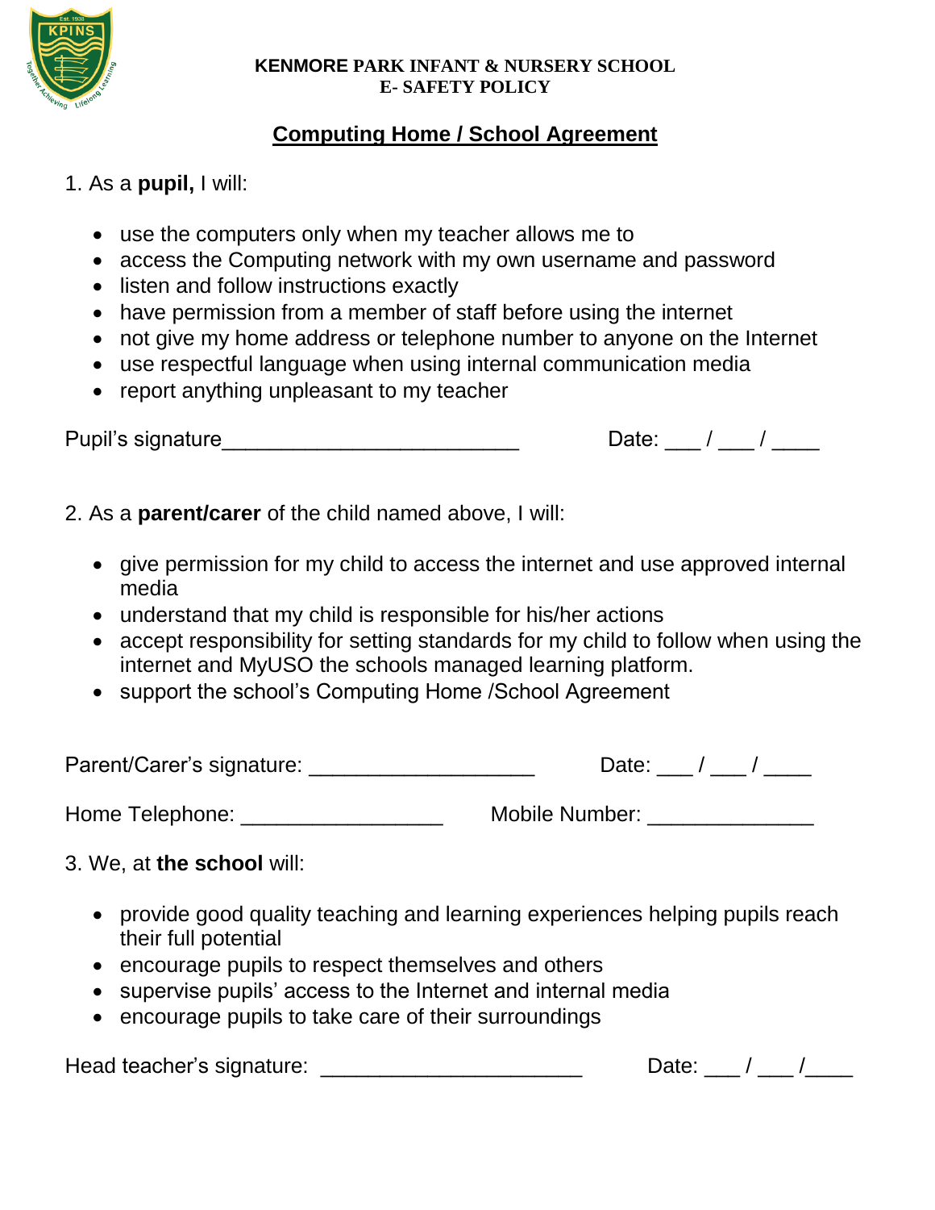**KENMORE PARK INFANT & NURSERY SCHOOL**
**E- SAFETY POLICY**

## Computing Home / School Agreement

1. As a **pupil,** I will:

- use the computers only when my teacher allows me to
- access the Computing network with my own username and password
- listen and follow instructions exactly
- have permission from a member of staff before using the internet
- not give my home address or telephone number to anyone on the Internet
- use respectful language when using internal communication media
- report anything unpleasant to my teacher

Pupil's signature________________________ Date: ___ / ___ / ____

2. As a **parent/carer** of the child named above, I will:

- give permission for my child to access the internet and use approved internal media
- understand that my child is responsible for his/her actions
- accept responsibility for setting standards for my child to follow when using the internet and MyUSO the schools managed learning platform.
- support the school's Computing Home /School Agreement

Parent/Carer's signature: __________________ Date: ___ / ___ / ____

Home Telephone: ________________ Mobile Number: _____________

3. We, at **the school** will:

- provide good quality teaching and learning experiences helping pupils reach their full potential
- encourage pupils to respect themselves and others
- supervise pupils' access to the Internet and internal media
- encourage pupils to take care of their surroundings

Head teacher's signature: _____________________ Date: ___ / ___ /____